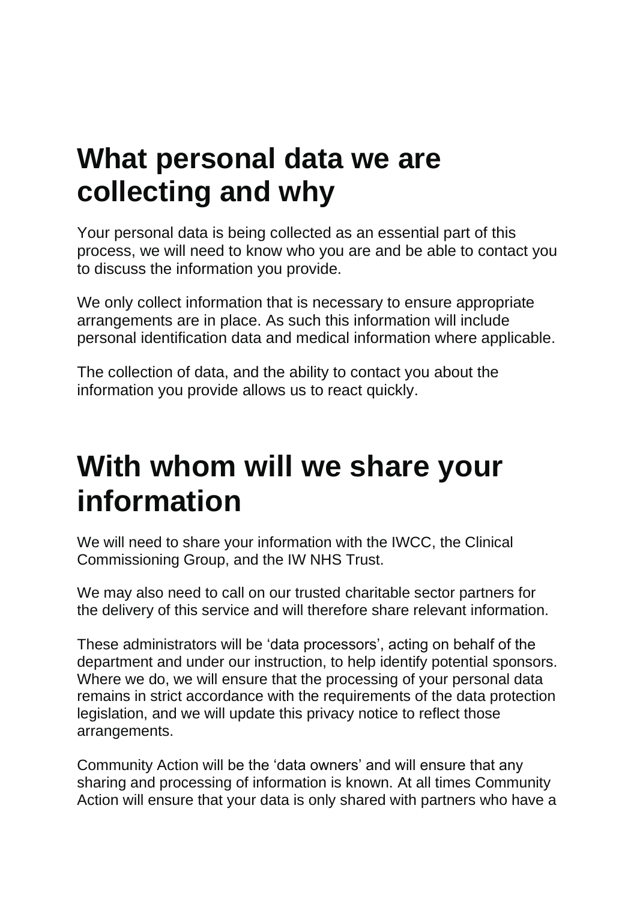# What personal data we are collecting and why

Your personal data is being collected as an essential part of this process, we will need to know who you are and be able to contact you to discuss the information you provide.

We only collect information that is necessary to ensure appropriate arrangements are in place. As such this information will include personal identification data and medical information where applicable.

The collection of data, and the ability to contact you about the information you provide allows us to react quickly.

# With whom will we share your information

We will need to share your information with the IWCC, the Clinical Commissioning Group, and the IW NHS Trust.

We may also need to call on our trusted charitable sector partners for the delivery of this service and will therefore share relevant information.

These administrators will be 'data processors', acting on behalf of the department and under our instruction, to help identify potential sponsors. Where we do, we will ensure that the processing of your personal data remains in strict accordance with the requirements of the data protection legislation, and we will update this privacy notice to reflect those arrangements.

Community Action will be the 'data owners' and will ensure that any sharing and processing of information is known. At all times Community Action will ensure that your data is only shared with partners who have a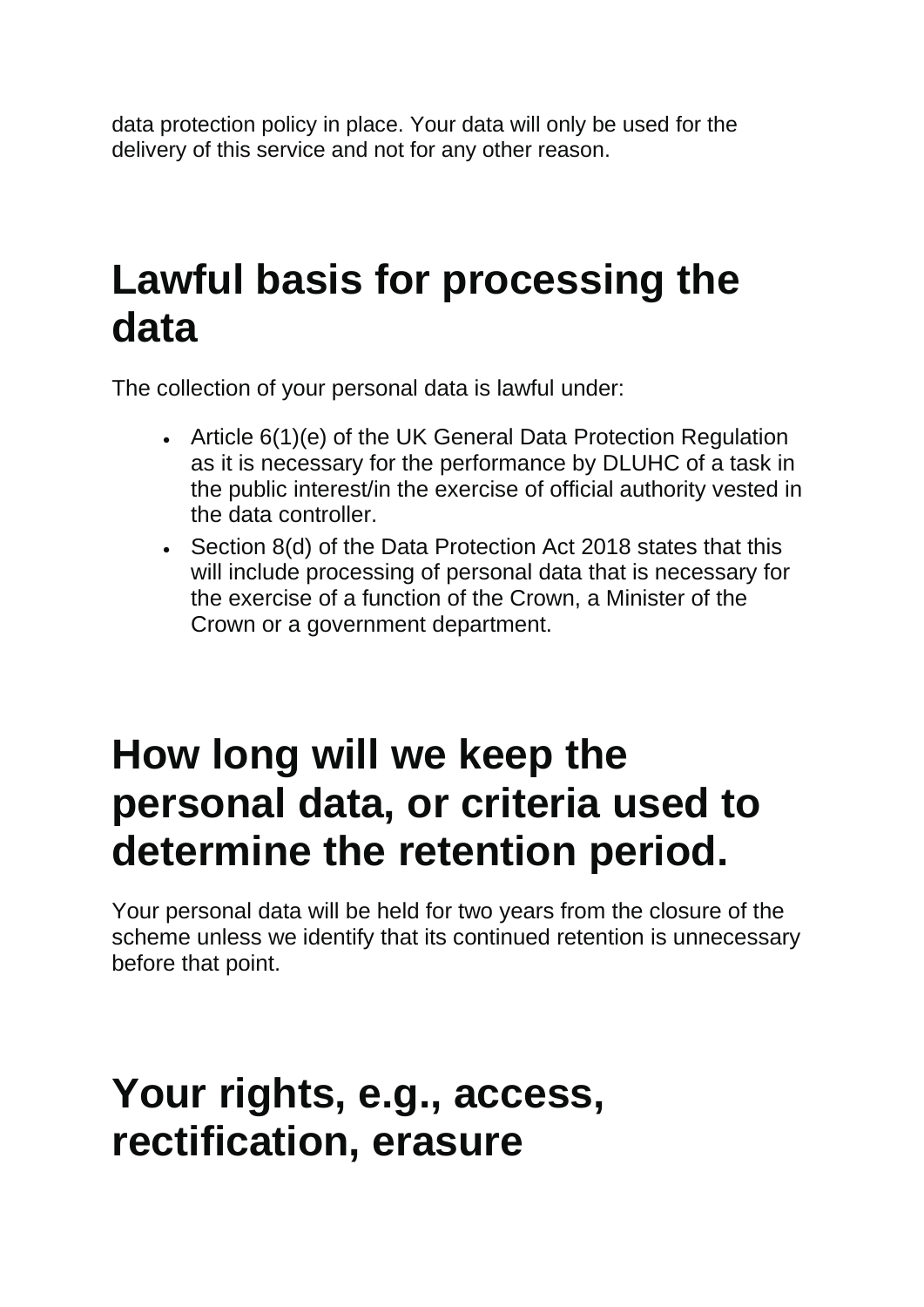data protection policy in place. Your data will only be used for the delivery of this service and not for any other reason.

# Lawful basis for processing the data

The collection of your personal data is lawful under:

- Article 6(1)(e) of the UK General Data Protection Regulation as it is necessary for the performance by DLUHC of a task in the public interest/in the exercise of official authority vested in the data controller.
- Section 8(d) of the Data Protection Act 2018 states that this will include processing of personal data that is necessary for the exercise of a function of the Crown, a Minister of the Crown or a government department.

# How long will we keep the personal data, or criteria used to determine the retention period.

Your personal data will be held for two years from the closure of the scheme unless we identify that its continued retention is unnecessary before that point.

# Your rights, e.g., access, rectification, erasure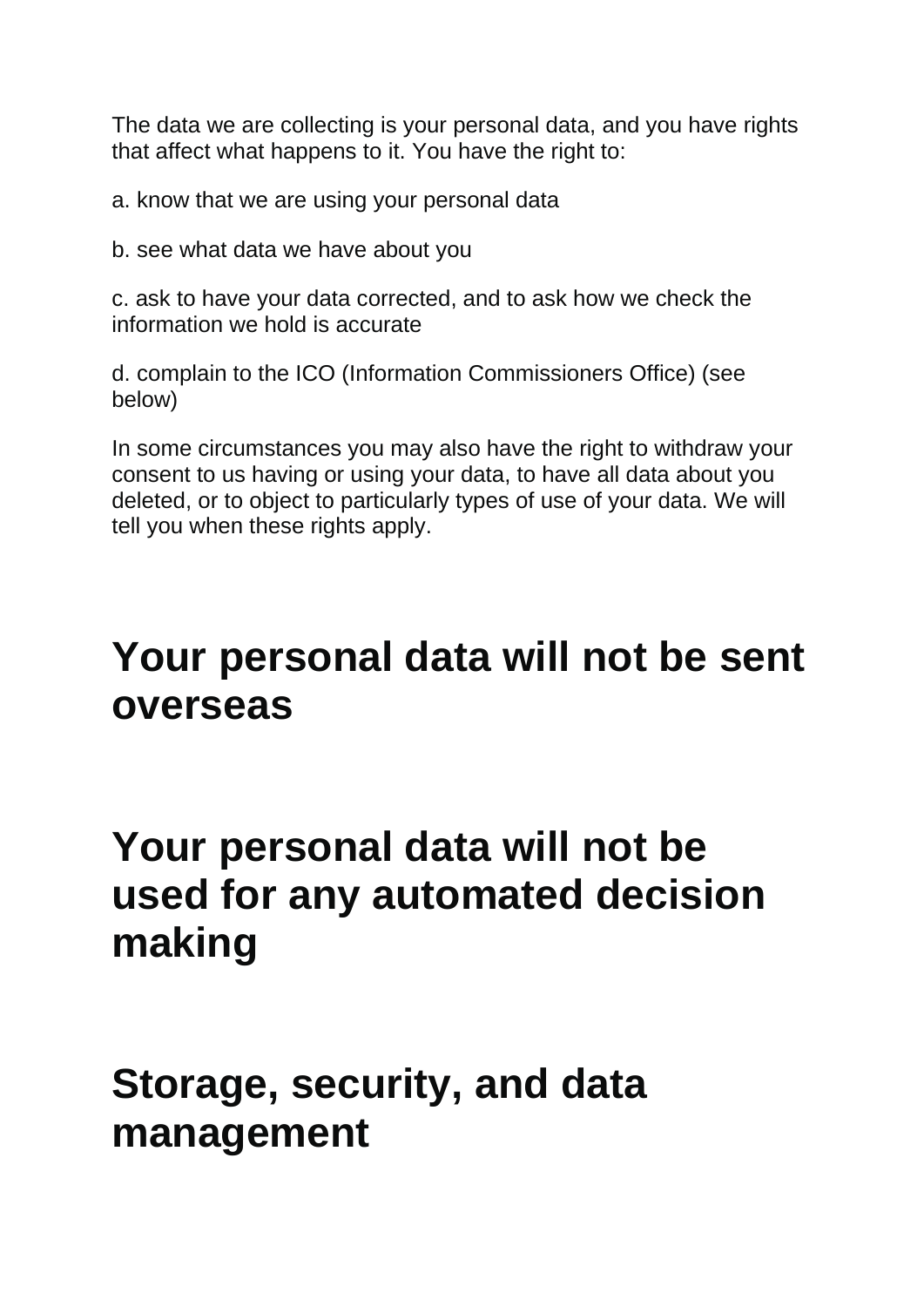The data we are collecting is your personal data, and you have rights that affect what happens to it. You have the right to:

a. know that we are using your personal data

b. see what data we have about you

c. ask to have your data corrected, and to ask how we check the information we hold is accurate

d. complain to the ICO (Information Commissioners Office) (see below)

In some circumstances you may also have the right to withdraw your consent to us having or using your data, to have all data about you deleted, or to object to particularly types of use of your data. We will tell you when these rights apply.

# Your personal data will not be sent overseas

# Your personal data will not be used for any automated decision making

# Storage, security, and data management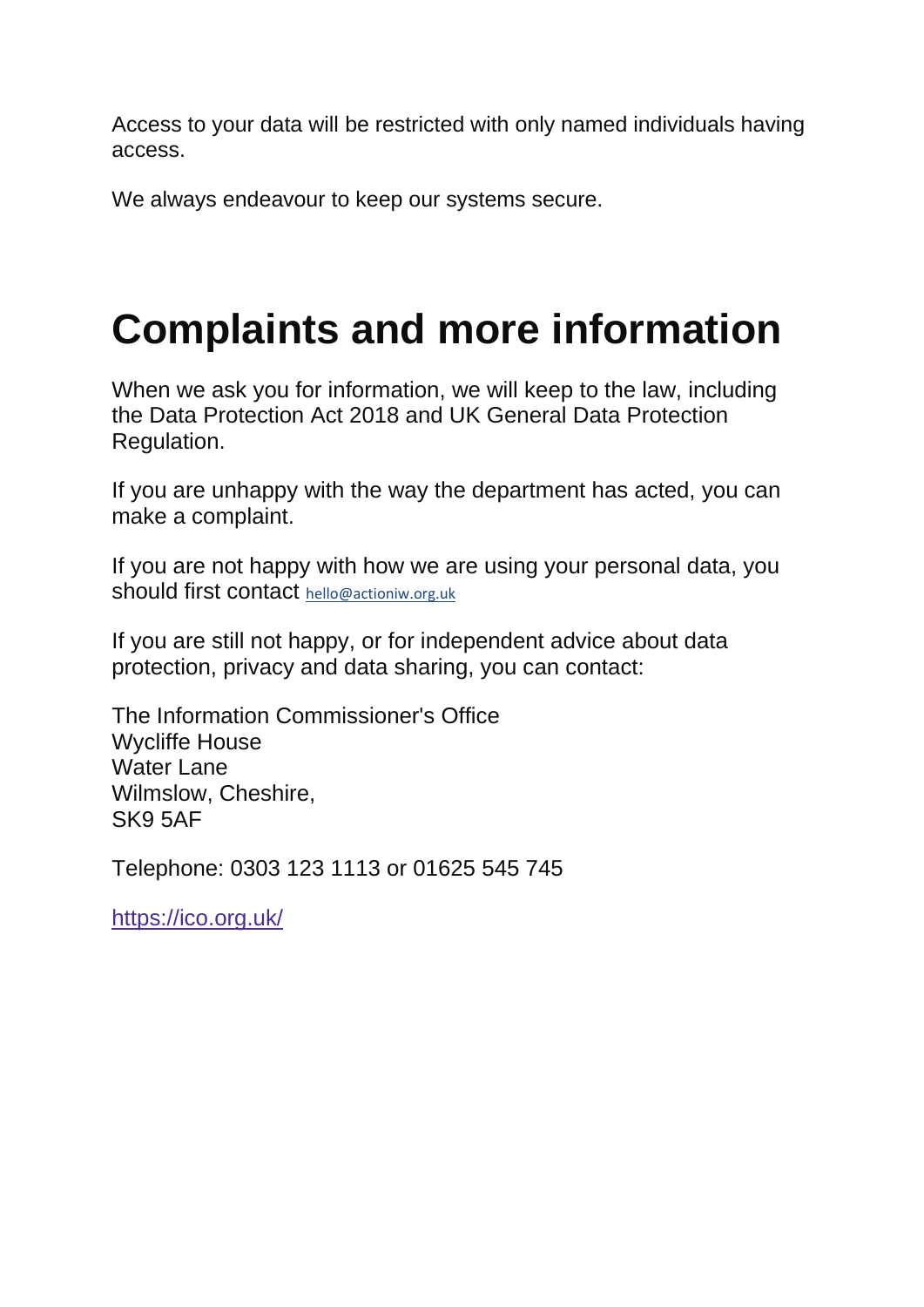Access to your data will be restricted with only named individuals having access.

We always endeavour to keep our systems secure.

# Complaints and more information

When we ask you for information, we will keep to the law, including the Data Protection Act 2018 and UK General Data Protection Regulation.

If you are unhappy with the way the department has acted, you can make a complaint.

If you are not happy with how we are using your personal data, you should first contact hello@actioniw.org.uk

If you are still not happy, or for independent advice about data protection, privacy and data sharing, you can contact:

The Information Commissioner's Office
Wycliffe House
Water Lane
Wilmslow, Cheshire,
SK9 5AF

Telephone: 0303 123 1113 or 01625 545 745

https://ico.org.uk/